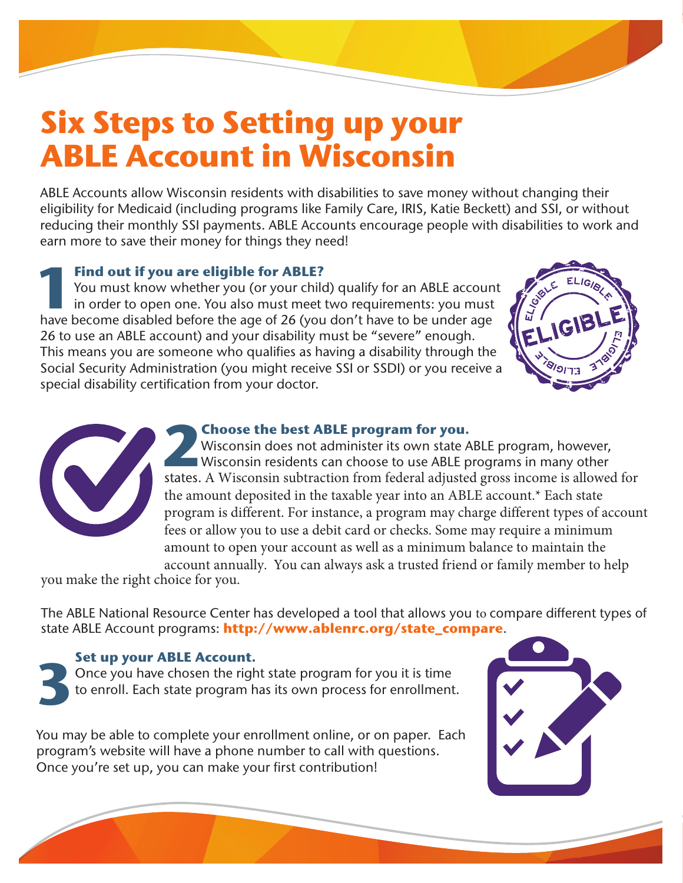# Six Steps to Setting up your ABLE Account in Wisconsin

ABLE Accounts allow Wisconsin residents with disabilities to save money without changing their eligibility for Medicaid (including programs like Family Care, IRIS, Katie Beckett) and SSI, or without reducing their monthly SSI payments. ABLE Accounts encourage people with disabilities to work and earn more to save their money for things they need!

## 1 Find out if you are eligible for ABLE?

You must know whether you (or your child) qualify for an ABLE account in order to open one. You also must meet two requirements: you must have become disabled before the age of 26 (you don't have to be under age 26 to use an ABLE account) and your disability must be "severe" enough. This means you are someone who qualifies as having a disability through the Social Security Administration (you might receive SSI or SSDI) or you receive a special disability certification from your doctor.

## 2 Choose the best ABLE program for you.

Wisconsin does not administer its own state ABLE program, however, Wisconsin residents can choose to use ABLE programs in many other states. A Wisconsin subtraction from federal adjusted gross income is allowed for the amount deposited in the taxable year into an ABLE account.* Each state program is different. For instance, a program may charge different types of account fees or allow you to use a debit card or checks. Some may require a minimum amount to open your account as well as a minimum balance to maintain the account annually. You can always ask a trusted friend or family member to help you make the right choice for you.

The ABLE National Resource Center has developed a tool that allows you to compare different types of state ABLE Account programs: **http://www.ablenrc.org/state_compare**.

## 3 Set up your ABLE Account.

Once you have chosen the right state program for you it is time to enroll. Each state program has its own process for enrollment.

You may be able to complete your enrollment online, or on paper. Each program's website will have a phone number to call with questions. Once you're set up, you can make your first contribution!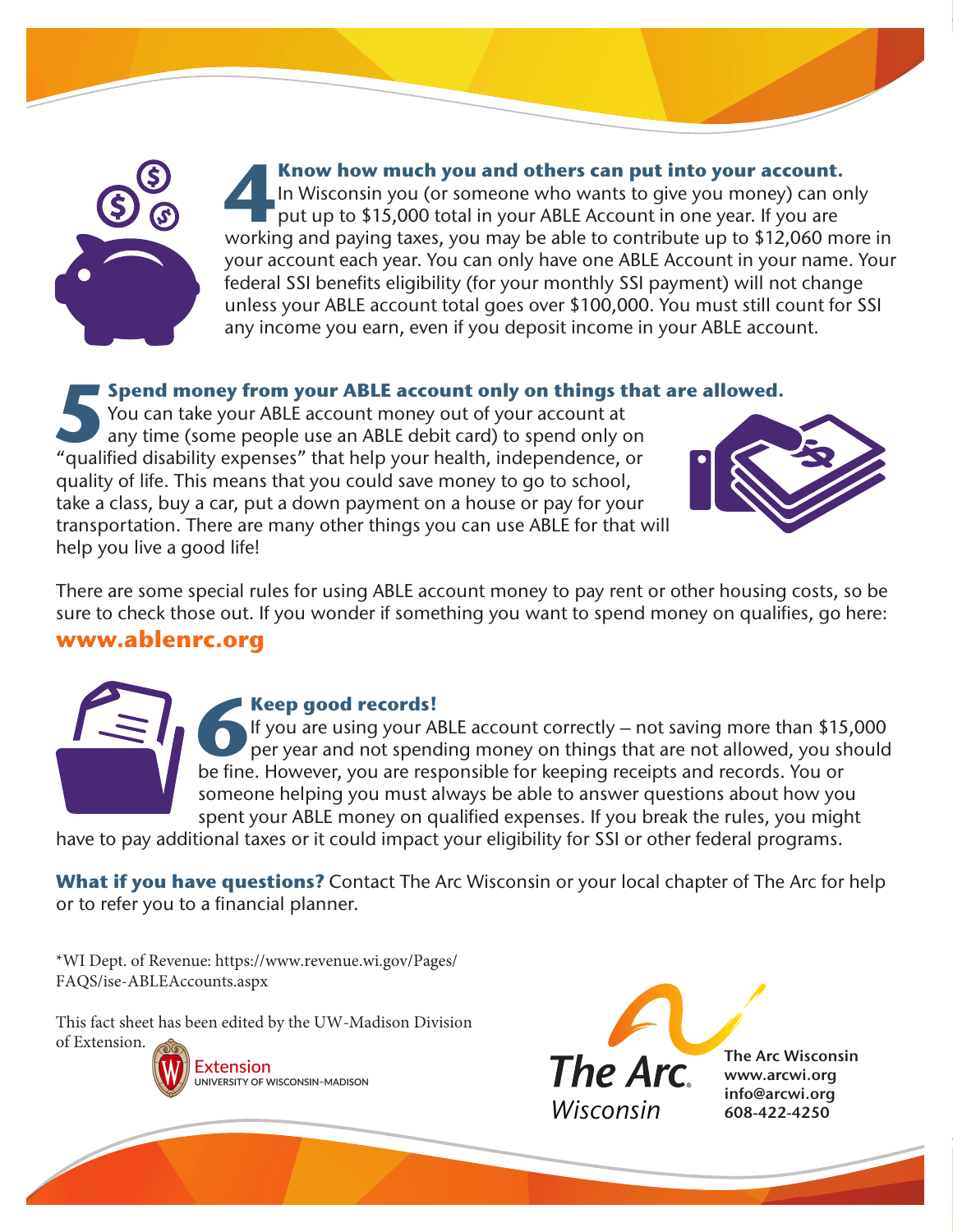## 4 Know how much you and others can put into your account.

In Wisconsin you (or someone who wants to give you money) can only put up to $15,000 total in your ABLE Account in one year. If you are working and paying taxes, you may be able to contribute up to $12,060 more in your account each year. You can only have one ABLE Account in your name. Your federal SSI benefits eligibility (for your monthly SSI payment) will not change unless your ABLE account total goes over $100,000. You must still count for SSI any income you earn, even if you deposit income in your ABLE account.

## 5 Spend money from your ABLE account only on things that are allowed.

You can take your ABLE account money out of your account at any time (some people use an ABLE debit card) to spend only on "qualified disability expenses" that help your health, independence, or quality of life. This means that you could save money to go to school, take a class, buy a car, put a down payment on a house or pay for your transportation. There are many other things you can use ABLE for that will help you live a good life!

There are some special rules for using ABLE account money to pay rent or other housing costs, so be sure to check those out. If you wonder if something you want to spend money on qualifies, go here:

**www.ablenrc.org**

## 6 Keep good records!

If you are using your ABLE account correctly – not saving more than $15,000 per year and not spending money on things that are not allowed, you should be fine. However, you are responsible for keeping receipts and records. You or someone helping you must always be able to answer questions about how you spent your ABLE money on qualified expenses. If you break the rules, you might have to pay additional taxes or it could impact your eligibility for SSI or other federal programs.

**What if you have questions?** Contact The Arc Wisconsin or your local chapter of The Arc for help or to refer you to a financial planner.

*WI Dept. of Revenue: https://www.revenue.wi.gov/Pages/FAQS/ise-ABLEAccounts.aspx

This fact sheet has been edited by the UW-Madison Division of Extension.

Extension
UNIVERSITY OF WISCONSIN–MADISON

The Arc Wisconsin

**The Arc Wisconsin**
**www.arcwi.org**
**info@arcwi.org**
**608-422-4250**